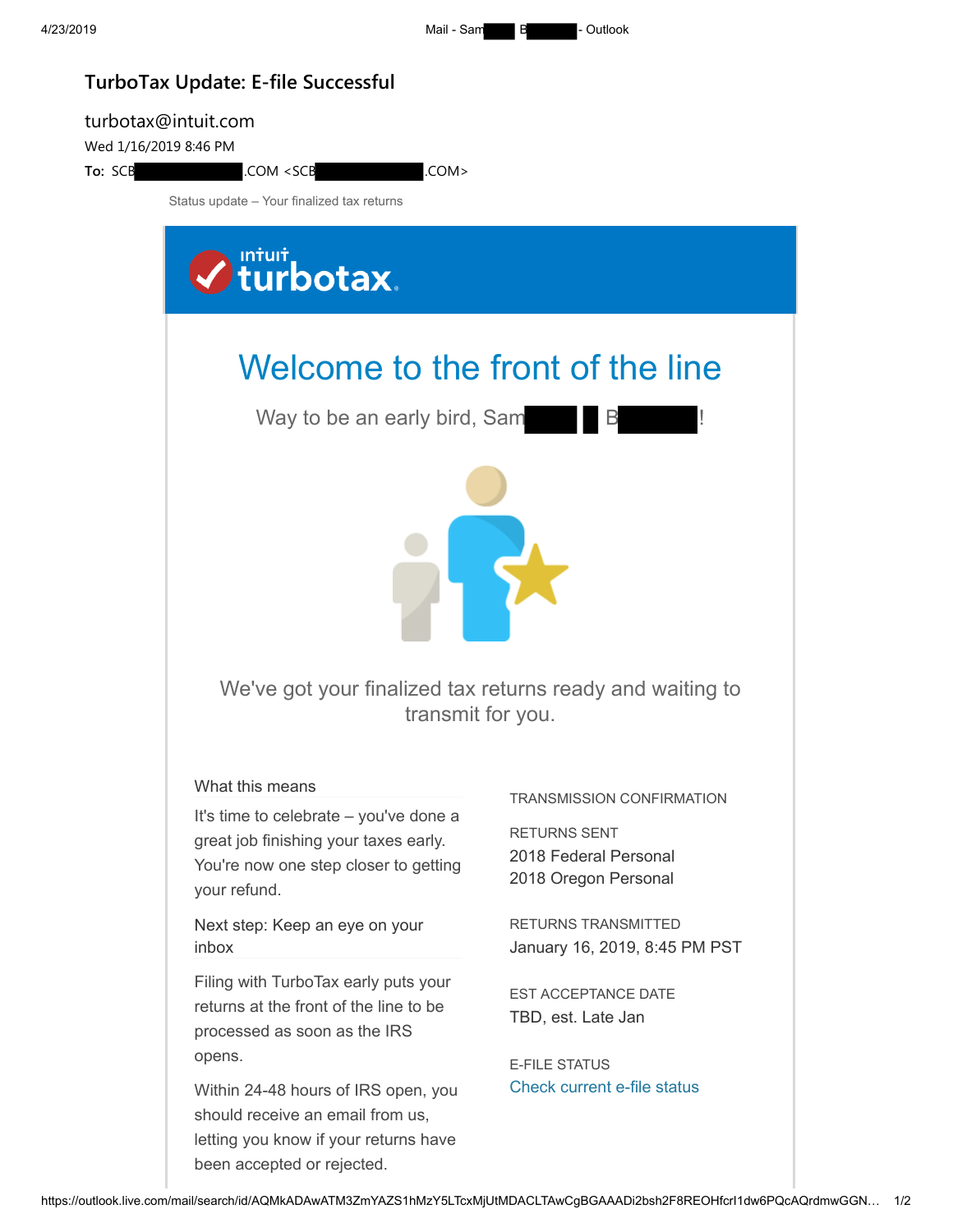# TurboTax Update: E-file Successful

turbotax@intuit.com

Wed 1/16/2019 8:46 PM

**To:** SCB .COM <SCB .COM>

Status update – Your finalized tax returns

## Welcome to the front of the line

Way to be an early bird, Sam B !

We've got your finalized tax returns ready and waiting to transmit for you.

### What this means

It's time to celebrate – you've done a great job finishing your taxes early. You're now one step closer to getting your refund.

### Next step: Keep an eye on your inbox

Filing with TurboTax early puts your returns at the front of the line to be processed as soon as the IRS opens.

Within 24-48 hours of IRS open, you should receive an email from us, letting you know if your returns have been accepted or rejected.

TRANSMISSION CONFIRMATION

RETURNS SENT
2018 Federal Personal
2018 Oregon Personal

RETURNS TRANSMITTED
January 16, 2019, 8:45 PM PST

EST ACCEPTANCE DATE
TBD, est. Late Jan

E-FILE STATUS
Check current e-file status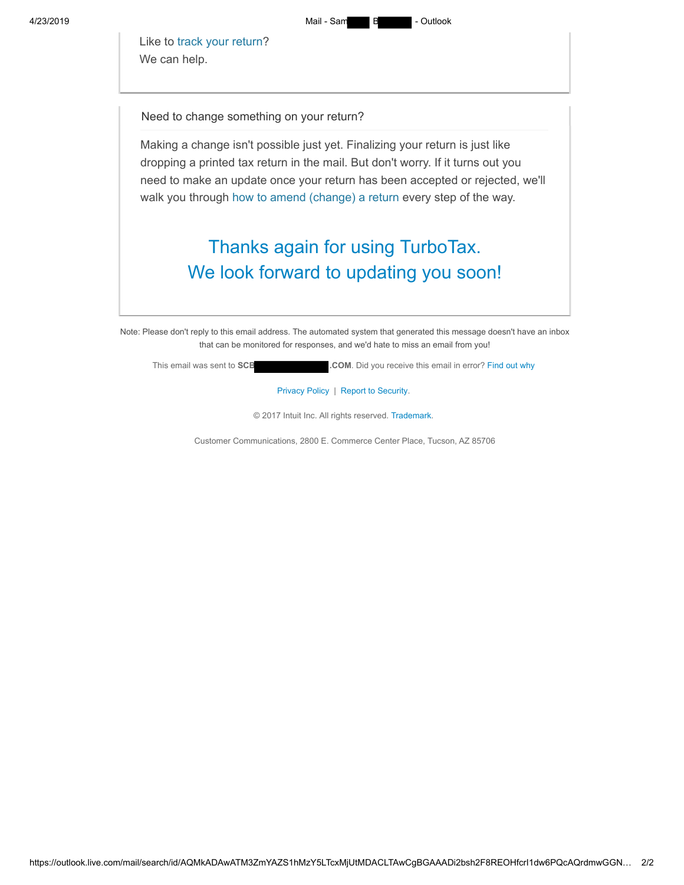Like to track your return?
We can help.

Need to change something on your return?

Making a change isn't possible just yet. Finalizing your return is just like dropping a printed tax return in the mail. But don't worry. If it turns out you need to make an update once your return has been accepted or rejected, we'll walk you through how to amend (change) a return every step of the way.

## Thanks again for using TurboTax.
## We look forward to updating you soon!

Note: Please don't reply to this email address. The automated system that generated this message doesn't have an inbox that can be monitored for responses, and we'd hate to miss an email from you!

This email was sent to **SCB████████.COM**. Did you receive this email in error? Find out why

Privacy Policy | Report to Security.

© 2017 Intuit Inc. All rights reserved. Trademark.

Customer Communications, 2800 E. Commerce Center Place, Tucson, AZ 85706